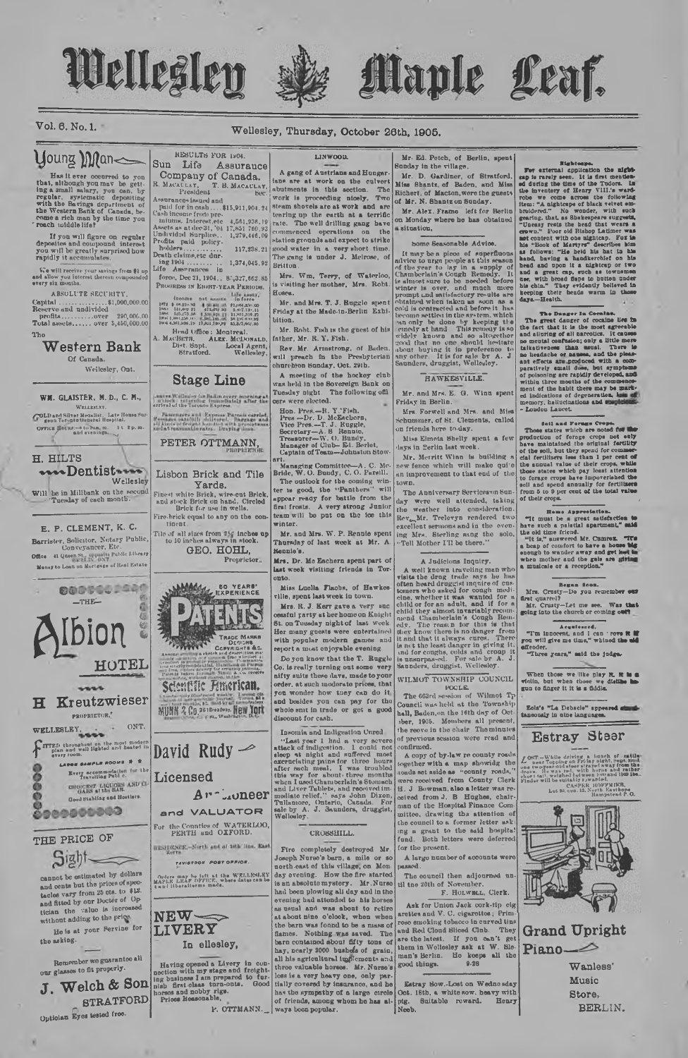# Wellesley Maple Leaf.

Vol. 6, No. 1. Wellesley, Thursday, October 26th, 1905.

## Young Man

Has it ever occurred to you that, although you may be getting a small salary, you can, by regular, systematic depositing with the Savings department of the Western Bank of Canada, become a rich man by the time you reach middle life?

If you will figure on regular deposites and compound interest you will be greatly surprised how rapidly it accumulates.

We will receive your savings from $1 up and allow you interest thereon compounded every six months.

ABSOLUTE SECURITY.

Capital ...............$1,000,000.00
Reserve and undivided profits..........over 290,000.00
Total assets...... over 5,450,000.00

The

## Western Bank

Of Canada.

Wellesley, Ont.

---

**WM. GLAISTER, M. D., C. M.,**
WELLESLEY.

GOLD and Silver Medallist. Late House Surgeon Toronto General Hospital.

OFFICE HOURS—9 to 9 a.m. 1 to 2 p.m. and evenings.

---

**H. HILTS**

Dentist

Wellesley

Will be in Millbank on the second Tuesday of each month.

---

**E. P. CLEMENT, K. C.**

Barrister, Solicitor, Notary Public, Conveyancer, Etc.

Office 41 Queen St., opposite Public Library BERLIN, ONT

Money to Loan on Mortgage of Real Estate

---

—THE—

# Albion HOTEL

**H Kreutzwieser**

PROPRIETOR.

WELLESLEY, ONT.

FITTED throughout on the most modern plan and well lighted and heated in every room.

LARGE SAMPLE ROOMS

Every accommodation for the Travelling Public.

CHOICEST LIQUORS AND CIGARS at the BAR.

Good Stabling and Hostlers.

---

THE PRICE OF

## Sight

cannot be estimated by dollars and cents but the prices of spectacles vary from 25 cts. to $12. and fitted by our Doctor of Optician the value is increased without adding to the price.

He is at your Service for the asking.

Remember we guarantee all our glasses to fit properly.

**J. Welch & Son**

STRATFORD

Optician Eyes tested free.

---

RESULTS FOR 1904.

## Sun Life Assurance Company of Canada.

R. MACAULAY, President. T. B. MACAULAY, Sec.

Assurance issued and paid for in cash...$15,911,904.24
Cash income from premiums, Interest, etc 4,561,936.19
Assets as at dec 31, '04 17,851 760.92
Undivided Surplus... 1,279,446.09
Profits paid policy-holders........... 117,336.21
Death claims, etc during 1904......... 1,374,045.92
Life Assurances in force, Dec 21, 1904.. $5,327,662.85

PROGRESS IN EIGHT-YEAR PERIODS.

| | Income | Net assets | Life assurances in force |
|---|---|---|---|
| 1872 | $ 48,210.93 | $ 96,461.95 | $1,064,350.00 |
| 1880 | 141,402.81 | 473,632.93 | 3,897,139.11 |
| 1888 | 525,273.58 | 1,536,816.21 | 11,931,316.21 |
| 1896 | 1,886,258.37 | 6,388,144.66 | 38,196,890.92 |
| 1904 | 4,561,936.19 | 17,851,760.92 | 85,327,662.85 |

Head Office: Montreal.

A. MACBETH, Dist. Supt. Stratford. ALEX. MCDONALD, Local Agent, Wellesley.

---

## Stage Line

Leaves Wellesley for Baden every morning at 7 o'clock returning immediately after the arrival of the Toronto Express.

Passengers and Express Parcels carried. Parcels carefully delivered. Baggage and all kinds of freight handled with promptness and at reasonable rates. Draying done.

**PETER OTTMANN,**
PROPRIETOR.

---

## Lisbon Brick and Tile Yards.

Finest white Brick, wire-cut Brick, and stock Brick on hand. Circled Brick for use in wells.

Fire-brick equal to any on the continent.

Tile of all sizes from 2½ inches up to 10 inches always in stock.

**GEO. HOHL,**
Proprietor.

---

60 YEARS' EXPERIENCE

## PATENTS

TRADE MARKS DESIGNS COPYRIGHTS &c.

Anyone sending a sketch and description may quickly ascertain our opinion free whether an invention is probably patentable. Communications strictly confidential. Handbook on Patents sent free. Oldest agency for securing patents. Patents taken through Munn & Co. receive special notice, without charge, in the

**Scientific American.**

A handsomely illustrated weekly. Largest circulation of any scientific journal. Terms, $3 a year; four months, $1. Sold by all newsdealers.

**MUNN & Co.** 361 Broadway, **New York**

Branch Office, 625 F St., Washington, D. C.

---

## David Rudy

Licensed

Auctioneer

and VALUATOR

For the Counties of WATERLOO, PERTH and OXFORD.

RESIDENCE.—North part of 14th line, East Zorra

TAVISTOCK POST OFFICE.

Orders may be left at the WELLESLEY MAPLE LEAF OFFICE, where dates can be had. Liberal terms made.

---

## NEW LIVERY

In ellesley,

Having opened a Livery in connection with my stage and freighting business I am prepared to furnish first class turn-outs. Good horses and nobby rigs.

Prices Reasonable,

P. OTTMANN.

---

### LINWOOD.

A gang of Austrians and Hungarians are at work on the culvert abutments in this section. The work is proceeding nicely. Two steam shovels are at work and are tearing up the earth at a terrific rate. The well drilling gang have commenced operations on the station grounds and expect to strike good water in a very short time. The gang is under J. Melrose, of Britton.

Mrs. Wm. Terry, of Waterloo, is visiting her mother, Mrs. Robt. Hoese.

Mr. and Mrs. T. J. Ruggle spent Friday at the Made-in-Berlin Exhibition.

Mr. Robt. Fish is the guest of his father, Mr. R. Y. Fish.

Rev. Mr. Armstrong, of Baden, will preach in the Presbyterian church on Sunday, Oct. 29th.

A meeting of the hockey club was held in the Sovereign Bank on Tuesday night. The following officers were elected.

Hon. Pres.—R. Y. Fish.
Pres.—Dr. D. McEachern,
Vice Pres.—T. J. Ruggle,
Secretary—A. S. Rennie,
Treasurer—W. O. Bundy,
Manager of Club—Ed. Berlet,
Captain of Team—Johnston Stewart.

Managing Committee—A. C. McBride, W. O. Bundy, C. O. Farrill.

The outlook for the coming winter is good, the "Panthers" will appear ready for battle from the first frosts. A very strong Junior team will be put on the ice this winter.

Mr. and Mrs. W. P. Rennie spent Thursday of last week at Mr. A. Rennie's.

Mrs. Dr. McEachern spent part of last week visiting friends in Toronto.

Miss Luella Flachs, of Hawkesville, spent last week in town.

Mrs. R. J. Kerr gave a very successful party at her home on Knight St. on Tuesday night of last week. Her many guests were entertained with popular modern games and report a most enjoyable evening.

Do you know that the T. Ruggle Co. is really turning out some very nifty suits these days, made to your order, at such moderate prices, that you wonder how they can do it, and besides you can pay for the whole suit in trade or get a good discount for cash.

**Insomnia and Indigestion Cured**

"Last year I had a very severe attack of indigestion. I could not sleep at night and suffered most excruciating pains for three hours after each meal. I was troubled this way for about three months when I used Chamberlain's Stomach and Liver Tablets, and received immediate relief," says John Dixon, Tullamore, Ontario, Canada. For sale by A. J. Saunders, druggist, Wellesley.

### CROSSHILL.

Fire completely destroyed Mr. Joseph Nurse's barn, a mile or so north-east of this village, on Monday evening. How the fire started is an absolute mystery. Mr. Nurse had been plowing all day and in the evening had attended to his horses as usual and was about to retire at about nine o'clock, when the barn was found to be a mass of flames. Nothing was saved. The barn contained about fifty tons of hay, nearly 2000 bushels of grain, all his agricultural implements and three valuable horses. Mr. Nurse's loss is a very heavy one, only partially covered by insurance, and he has the sympathy of a large circle of friends, among whom he has always been popular.

---

Mr. Ed. Petch, of Berlin, spent Sunday in the village.

Mr. D. Gardiner, of Stratford, Miss Shantz, of Baden, and Miss Richert, of Macton, were the guests of Mr. N. Shantz on Sunday.

Mr. Alex. Frame left for Berlin on Monday where he has obtained a situation.

**Some Seasonable Advice.**

It may be a piece of superfluous advice to urge people at this season of the year to lay in a supply of Chamberlain's Cough Remedy. It is almost sure to be needed before winter is over, and much more prompt and satisfactory results are obtained when taken as soon as a cold is contracted and before it has become settled in the system, which can only be done by keeping the remedy at hand. This remedy is so widely known and so altogether good that no one should hesitate about buying it in preference to any other. It is for sale by A. J. Saunders, druggist, Wellesley.

### HAWKESVILLE.

Mr. and Mrs. E. G. Winn spent Friday in Berlin.

Mrs. Forwell and Mrs. and Miss Schummer, of St. Clements, called on friends here to-day.

Miss Elmeta Shelly spent a few days in Berlin last week.

Mr. Merritt Winn is building a new fence which will make quite an improvement to that end of the town.

The Anniversary Services on Sunday were well attended, taking the weather into consideration. Rev. Mr. Trelevyn rendered two excellent sermons and in the evening Mrs. Sterling sang the solo, "Tell Mother I'll be there."

**A Judicious Inquiry.**

A well known traveling man who visits the drug trade says he has often heard druggist inquire of customers who asked for cough medicine, whether it was wanted for a child or for an adult, and if for a child they almost invariably recommend Chamberlain's Cough Remedy. The reason for this is that they know there is no danger from it and that it always cures. There is not the least danger in giving it, and for coughs, colds and croup it is unsurpassed. For sale by A. J. Saunders, druggist, Wellesley.

### WILMOT TOWNSHIP COUNCIL PROCEEDINGS.

The 663rd session of Wilmot Tp Council was held at the Township hall, Baden, on the 16th day of October, 1905. Members all present, the reeve in the chair. The minutes of previous session were read and confirmed.

A copy of by-law re county roads together with a map showing the roads set aside as "county roads," were received from County Clerk H. J. Bowman, also a letter was received from J. B. Hughes, chairman of the Hospital Finance Committee, drawing the attention of the council to a former letter asking a grant to the said hospital fund. Both letters were deferred for the present.

A large number of accounts were passed.

The council then adjourned until the 20th of November.

F. HOLWELL, Clerk.

Ask for Union Jack cork-tip cigarettes and V. C. cigarettes; Primrose smoking tobacco in carved tins and Red Cloud Sliced Club. They are the latest. If you can't get them in Wellesley ask at W. Siemon's Berlin. He keeps all the good things. 9-28

Estray Sow.-Lost on Wednesday Oct. 18th, a white sow, heavy with pig. Suitable reward. Henry Noeb.

---

**Nightcaps.**

For external application the nightcap is rarely seen. It is first mentioned during the time of the Tudors. In the inventory of Henry VIII.'s wardrobe we come across the following item: "A nightcape of black velvet embroidered." No wonder, with such gearing, that, as Shakespeare suggests, "Uneasy rests the head that wears a crown." Poor old Bishop Latimer was not content with one nightcap. For in his "Book of Martyrs" describes him as follows: "He held his hat in his hand, having a handkerchief on his head and upon it a nightcap or two and a great cap, such as townsmen use, with broad flaps to button under his chin." They evidently believed in keeping their heads warm in those days.—Health.

**The Danger In Cocaine.**

The great danger of cocaine lies in the fact that it is the most agreeable and alluring of all narcotics. It causes no mental confusion; only a little more talkativeness than usual. There is no headache or nausea, and the pleasant effects are produced with a comparatively small dose, but symptoms of poisoning are rapidly developed, and within three months of the commencement of the habit there may be marked indications of degeneration, loss of memory, hallucinations and sleeplessness.—London Lancet.

**Soil and Forage Crops.**

Those states which are noted for the production of forage crops not only have maintained the original fertility of the soil, but they spend for commercial fertilizers less than 1 per cent of the annual value of their crops, while those states which pay least attention to forage crops have impoverished the soil and spend annually for fertilizers from 5 to 9 per cent of the total value of their crops.

**Home Appreciation.**

"It must be a great satisfaction to have such a palatial apartment," said the old time friend.

"It is," answered Mr. Cumrox. "It's a heap of comfort to have a house big enough to wander away and get lost in when mother and the gals are giving a musicale or a reception."

**Began Soon.**

Mrs. Crusty—Do you remember our first quarrel?

Mr. Crusty—Let me see. Was that going into the church or coming out?

**Acquitted.**

"I'm innocent, and I can prove it if you will give me time," whined the old offender.

"Three years," said the judge.

When those we like play it, it is a violin, but when those we dislike begin to finger it it is a fiddle.

Zola's "La Debacle" appeared simultaneously in nine languages.

---

## Estray Steer

LOST.—While driving a bunch of cattle near Topping on Friday night, Sept. 22nd, one two-year-old steer strayed away from the drove. He was red, with horns and rather short tail, weighed between 900 and 1000 lbs. Finder will be suitably rewarded.

CASPER HOFFMIER,
Lot 20, con. 13, North Easthope
Hampstead P. O.

---

## Grand Upright Piano

Wanless' Music Store,
BERLIN.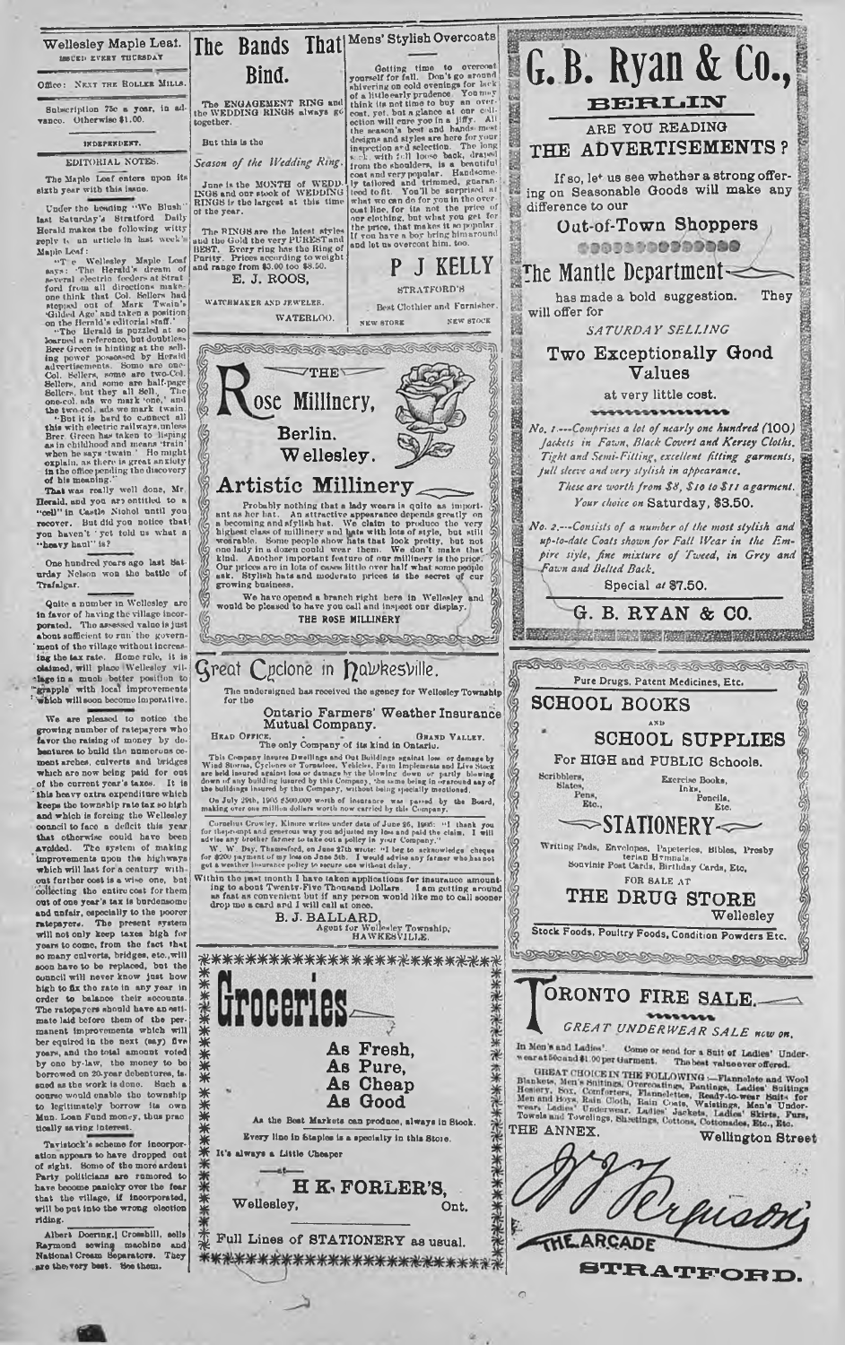# Wellesley Maple Leaf.

ISSUED EVERY THURSDAY

Office: NEXT THE ROLLER MILLS.

Subscription 75c a year, in advance. Otherwise $1.00.

INDEPENDENT.

## EDITORIAL NOTES.

The Maple Leaf enters upon its sixth year with this issue.

Under the heading "We Blush" last Saturday's Stratford Daily Herald makes the following witty reply to an article in last week's Maple Leaf:

"The Wellesley Maple Leaf says: 'The Herald's dream of several electric feeders at Stratford from all directions makes one think that Col. Sellers had stepped out of Mark Twain's 'Gilded Age' and taken a position on the Herald's editorial staff.'

"The Herald is puzzled at so learned a reference, but doubtless Brer Green is hinting at the selling power possessed by Herald advertisements. Some are one-Col. Sellers, some are two-Col. Sellers, and some are half-page Sellers, but they all Sell. The one-col. ads we mark 'one,' and the two-col. ads we mark twain.

"But it is hard to connect all this with electric railways, unless Brer Green has taken to lisping as in childhood and means 'train' when he says 'twain.' He might explain, as there is great anxiety in the office pending the discovery of his meaning."

That was really well done, Mr. Herald, and you are entitled to a "cell" in Castle Nichol until you recover. But did you notice that you haven't yet told us what a "heavy haul" is?

One hundred years ago last Saturday Nelson won the battle of Trafalgar.

Quite a number in Wellesley are in favor of having the village incorporated. The assessed value is just about sufficient to run the government of the village without increasing the tax rate. Home rule, it is claimed, will place Wellesley village in a much better position to grapple with local improvements which will soon become imperative.

We are pleased to notice the growing number of ratepayers who favor the raising of money by debentures to build the numerous cement arches, culverts and bridges which are now being paid for out of the current year's taxes. It is this heavy extra expenditure which keeps the township rate tax so high and which is forcing the Wellesley council to face a deficit this year that otherwise could have been avoided. The system of making improvements upon the highways which will last for a century without further cost is a wise one, but collecting the entire cost for them out of one year's tax is burdensome and unfair, especially to the poorer ratepayers. The present system will not only keep taxes high for years to come, from the fact that so many culverts, bridges, etc., will soon have to be replaced, but the council will never know just how high to fix the rate in any year in order to balance their accounts. The ratepayers should have an estimate laid before them of the permanent improvements which will be required in the next (say) five years, and the total amount voted by one by-law, the money to be borrowed on 20-year debentures, issued as the work is done. Such a course would enable the township to legitimately borrow its own Mun. Loan Fund money, thus practically saving interest.

Tavistock's scheme for incorporation appears to have dropped out of sight. Some of the more ardent Party politicians are rumored to have become panicky over the fear that the village, if incorporated, will be put into the wrong election riding.

Albert Doering, Crosshill, sells Raymond sewing machine and National Cream Separators. They are the very best. See them.

---

# The Bands That Bind.

The ENGAGEMENT RING and the WEDDING RINGS always go together.

But this is the

*Season of the Wedding Ring.*

June is the MONTH of WEDDINGS and our stock of WEDDING RINGS is the largest at this time of the year.

The RINGS are the latest styles and the Gold the very PUREST and BEST. Every ring has the Ring of Purity. Prices according to weight and range from $3.00 to $8.50.

**E. J. ROOS,**

WATCHMAKER AND JEWELER.

WATERLOO.

---

## Mens' Stylish Overcoats

Getting time to overcoat yourself for fall. Don't go around shivering on cold evenings for lack of a little early prudence. You may think its not time to buy an overcoat, yet, but a glance at our collection will cure you in a jiffy. All the season's best and handsomest designs and styles are here for your inspection and selection. The long sack, with full loose back, draped from the shoulders, is a beautiful coat and very popular. Handsomely tailored and trimmed, guaranteed to fit. You'll be surprised at what we can do for you in the overcoat line, for its not the price of our clothing, but what you get for the price, that makes it so popular. If you have a boy bring him around and let us overcoat him, too.

**P J KELLY**

STRATFORD'S

Best Clothier and Furnisher.

NEW STORE NEW STORE

---

# THE Rose Millinery,

Berlin. Wellesley.

## Artistic Millinery

Probably nothing that a lady wears is quite as important as her hat. An attractive appearance depends greatly on a becoming and stylish hat. We claim to produce the very highest class of millinery and hats with lots of style, but still wearable. Some people show hats that look pretty, but not one lady in a dozen could wear them. We don't make that kind. Another important feature of our millinery is the price. Our prices are in lots of cases little over half what some people ask. Stylish hats and moderate prices is the secret of our growing business.

We have opened a branch right here in Wellesley and would be pleased to have you call and inspect our display.

**THE ROSE MILLINERY**

---

# Great Cyclone in Hawkesville.

The undersigned has received the agency for Wellesley Township for the

## Ontario Farmers' Weather Insurance Mutual Company.

HEAD OFFICE, GRAND VALLEY.

The only Company of its kind in Ontario.

This Company insures Dwellings and Out Buildings against loss or damage by Wind Storms, Cyclones or Tornadoes. Vehicles, Farm Implements and Live Stock are held insured against loss or damage by the blowing down or partly blowing down of any building insured by this Company, the same being in or around any of the buildings insured by this Company, without being specially mentioned.

On July 20th, 1905 $500,000 worth of insurance was passed by the Board, making over one million dollars worth now carried by this Company.

Cornelius Crowley, Kinore writes under date of June 26, 1905: "I thank you for the prompt and generous way you adjusted my loss and paid the claim. I will advise any brother farmer to take out a policy in your Company."

W. W. Day, Thamesford, on June 27th wrote: "I beg to acknowledge cheque for $200 payment of my loss on June 5th. I would advise any farmer who has not got a weather insurance policy to secure one without delay."

Within the past month I have taken applications for insurance amounting to about Twenty-Five Thousand Dollars. I am getting around as fast as convenient but if any person would like me to call sooner drop me a card and I will call at once.

**B. J. BALLARD,**
Agent for Wellesley Township,
HAWKESVILLE.

---

# Groceries

As Fresh,
As Pure,
As Cheap
As Good

As the Best Markets can produce, always in Stock.

Every line in Staples is a specialty in this Store.

It's always a Little Cheaper

**H K. FORLER'S,**
Wellesley, Ont.

Full Lines of STATIONERY as usual.

---

# G. B. Ryan & Co.,

## BERLIN

### ARE YOU READING THE ADVERTISEMENTS?

If so, let us see whether a strong offering on Seasonable Goods will make any difference to our

**Out-of-Town Shoppers**

**The Mantle Department**

has made a bold suggestion. They will offer for

*SATURDAY SELLING*

**Two Exceptionally Good Values**

at very little cost.

*No. 1.---Comprises a lot of nearly one hundred (100) Jackets in Fawn, Black Covert and Kersey Cloths. Tight and Semi-Fitting, excellent fitting garments, full sleeve and very stylish in appearance.*

*These are worth from $8, $10 to $11 a garment. Your choice on* **Saturday, $3.50.**

*No. 2.---Consists of a number of the most stylish and up-to-date Coats shown for Fall Wear in the Empire style, fine mixture of Tweed, in Grey and Fawn and Belted Back.*

*Special at* **$7.50.**

**G. B. RYAN & CO.**

---

Pure Drugs, Patent Medicines, Etc.

# SCHOOL BOOKS AND SCHOOL SUPPLIES

For HIGH and PUBLIC Schools.

Scribblers, Slates, Pens, Etc., Exercise Books, Inks, Pencils, Etc.

## STATIONERY

Writing Pads, Envelopes, Papeteries, Bibles, Presbyterian Hymnals, Souvinir Post Cards, Birthday Cards, Etc.

FOR SALE AT

**THE DRUG STORE**
Wellesley

Stock Foods, Poultry Foods, Condition Powders Etc.

---

# TORONTO FIRE SALE.

*GREAT UNDERWEAR SALE now on.*

In Men's and Ladies'. Come or send for a Suit of Ladies' Underwear at 50c and $1.00 per Garment. The best value ever offered.

GREAT CHOICE IN THE FOLLOWING:—Flannelette and Wool Blankets, Men's Suitings, Overcoatings, Pantings, Ladies' Suitings Hosiery, Sox, Comforters, Flannelettes, Ready-to-wear Suits for Men and Boys, Rain Cloth, Rain Coats, Waistings, Men's Underwear, Ladies' Underwear, Ladies' Jackets, Ladies' Skirts, Furs, Towels and Towelings, Sheetings, Cottons, Cottonades, Etc., Etc.

THE ANNEX. Wellington Street

W. Ferguson

THE ARCADE

**STRATFORD.**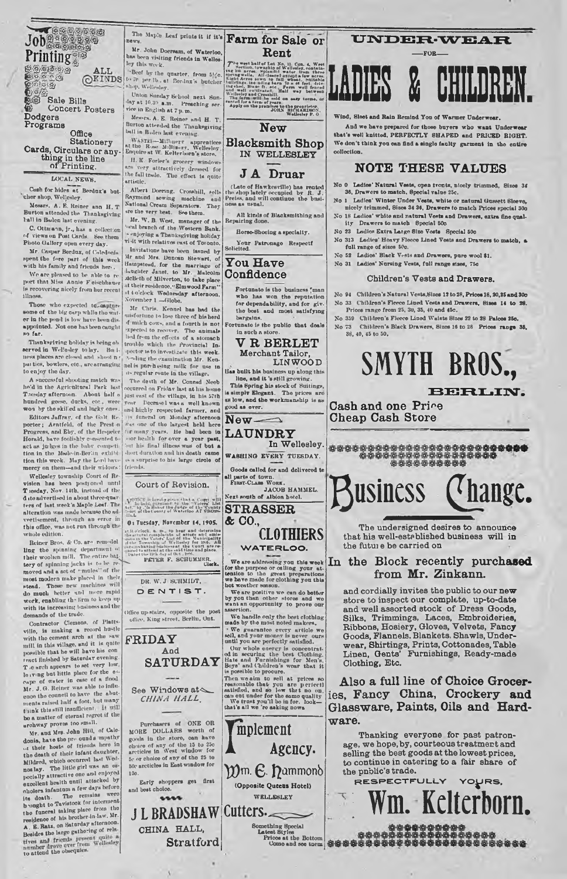# Job Printing

ALL KINDS

Sale Bills
Concert Posters
Dodgers
Programs
Office Stationery
Cards, Circulars or anything in the line of Printing.

## LOCAL NEWS.

Cash for hides at Berdux's butcher shop, Wellesley.

Messrs. A. E. Reiner and H. T. Burton attended the Thanksgiving ball in Baden last evening.

C. Ottmann, jr., has a collection of views on Post Cards. See them Photo Gallery open every day.

Mr. Caspar Berdux, of Caledonia spent the fore part of this week with his family and friends here.

We are pleased to be able to report that Miss Annie Fleischhauer is recovering nicely from her recent illness.

Those who expected to capture some of the big carp while the water in the pond is low have been disappointed. Not one has been caught so far.

Thanksgiving holiday is being observed in Wellesley to-day. Business places are closed and shoot n' parties, bowlers, etc., are arranging to enjoy the day.

A successful shooting match was held in the Agricultural Park last Tuesday afternoon. About half a hundred geese, ducks, etc., were won by the skilled and lucky ones.

Editors Jaffray, of the Galt Reporter; Arntfeld, of the Preston Progress, and Eby, of the Hespeler Herald, have foolishly consented to act as judges in the baby competition in the Made-in-Berlin exhibition this week. May the Lord have mercy on them—and their widows!

Wellesley township Court of Revision has been postponed until Tuesday, Nov. 14th, instead of the date advertised in about three-quarters of last week's Maple Leaf. The alteration was made because the advertisement, through an error in this office, was not run through the whole edition.

Reiner Bros. & Co. are remodelling the spinning department of their woollen mill. The entire battery of spinning jacks is to be removed and a set of "mules" of the most modern make placed in their stead. These new machines will do much better and more rapid work, enabling the firm to keep up with its increasing business and the demands of the trade.

Contractor Clemens, of Plattsville, is making a record hustle with the cement arch at the saw mill in this village, and it is quite possible that he will have his contract finished by Saturday evening. The arch appears to set very low, leaving but little place for the escape of water in case of a flood. Mr. J. G. Reiner was able to influence the council to have the abutments raised half a foot, but many think this still insufficient. It will be a matter of eternal regret if the archway proves too small.

Mr. and Mrs. John Hill, of Caledonia, have the profound sympathy of their hosts of friends here in the death of their infant daughter, Mildred, which occurred last Wednesday. The little girl was an especially attractive one and enjoyed excellent health until attacked by cholera infantum a few days before its death. The remains were brought to Tavistock for interment, the funeral taking place from the residence of his brother-in-law, Mr. A. E. Ratz, on Saturday afternoon. Besides the large gathering of relatives and friends present quite a number drove over from Wellesley to attend the obsequies.

The Maple Leaf prints it if it's news.

Mr. John Doersam, of Waterloo, has been visiting friends in Wellesley this week.

Beef by the quarter, from 5½c. to 7c per lb., at Berdux's butcher shop, Wellesley.

Union Sunday School next Sunday at 10.30 a.m. Preaching service in English at 7 p.m.

Messrs. A. E. Reiner and H. T. Burton attended the Thanksgiving ball in Baden last evening.

WANTED—Millinery apprentices at the Rose Millinery, Wellesley. Enquire at W. Kelterborn's store.

H. K. Forler's grocery windows are very attractively dressed for the fall trade. The effect is quite artistic.

Albert Doering, Crosshill, sells Raymond sewing machine and National Cream Separators. They are the very best. See them.

Mr. W. B. West, manager of the local branch of the Western Bank, is enjoying a Thanksgiving holiday visit with relatives east of Toronto.

Invitations have been issued by Mr and Mrs. Duncan Stewart, of Hampstead, for the marriage of daughter Janet, to Mr. Malcolm McBeth of Milverton, to take place at their residence, "Elmwood Farm" at 4 o'clock Wednesday afternoon, November 1.—Globe.

Mr. Chris. Kennel has had the misfortune to lose three of his herd of milch cows, and a fourth is not expected to recover. The animals died from the effects of a stomach trouble which the Provincial Inspector is to investigate this week. Pending the examination Mr. Kennel is purchasing milk for use in his regular route in the village.

The death of Mr. Conrad Neeb occurred on Friday last at his home just east of the village, in his 57th year. Deceased was a well known and highly respected farmer, and his funeral on Monday afternoon was one of the largest held here for many years. He had been in poor health for over a year past, but his final illness was of but a short duration and his death came as a surprise to his large circle of friends.

## Court of Revision.

NOTICE is hereby given that a Court will be held, pursuant to "The Voters' List Act," by His Honor the Judge of the County Court of the County of Waterloo AT CROSSHILL

On Tuesday, November 14, 1905.

at 10 o'clock, a. m., to hear and determine the several complaints of errors and omissions in the Voters' List of the Municipality of the Township of Wellesley for 1905. All persons having business at the Court are required to attend at the said time and place. Dated the 18th day of Oct., 1905.

PETER F. SCHUMMER, Clerk.

DR. W. J. SCHMIDT,
DENTIST.

Office up-stairs, opposite the post office, King street, Berlin, Ont.

## FRIDAY And SATURDAY

See Windows at CHINA HALL.

Purchasers of ONE OR MORE DOLLARS worth of goods in the store, can have choice of any of the 15 to 25c articles in West window for 5c or choice of any of the 25 to 50c articles in East window for 10c.

Early shoppers get first and best choice.

J L BRADSHAW
CHINA HALL,
Stratford

## Farm for Sale or Rent

The west half of Lot No. 11, Con. 4, West Section, township of Wellesley, containing 100 acres. Splendid water from three spring wells. All cleared except a few acres. Eight Acres sown to fall wheat. Suitable buildings, including barn 70 x 46 feet, driving shed, house, etc. Farm well fenced and well cultivated. Half way between Wellesley and Crosshill.

The farm will be sold on easy terms, or rented for a term of years.

Apply on the premises to the proprietor,
JOHN RICHARDSON,
Wellesley P. O.

## New Blacksmith Shop IN WELLESLEY

### J A Druar

(Late of Hawkesville) has rented the shop lately occupied by R. J. Preiss, and will continue the business as usual.

All kinds of Blacksmithing and Repairing done.

Horse-Shoeing a specialty.

Your Patronage Respectfully Solicited.

## You Have Confidence

Fortunate is the business man who has won the reputation for dependability, and for giving the best and most satisfying bargains.

Fortunate is the public that deals in such a store.

### V R BERLET
Merchant Tailor,
LINWOOD

Has built his business up along this line, and it's still growing.

This Spring his stock of Suitings, is simply Elegant. The prices are as low, and the workmanship is as good as ever.

## New LAUNDRY
In Wellesley.

WASHING EVERY TUESDAY.

Goods called for and delivered to all parts of town.

FIRST-CLASS WORK.

JACOB HAMMEL.

Next south of Albion hotel.

## STRASSER & CO.,
## CLOTHIERS
WATERLOO.

We are addressing you this week for the purpose of calling your attention to the great preparations we have made for clothing you this hot weather season.

We are positive we can do better by you than other stores and we want an opportunity to prove our assertion.

We handle only the best clothing made by the most noted makers.

We guarantee every article we sell, and your money is never ours until you are perfectly satisfied.

Our whole energy is concentrated in securing the best Clothing, Hats and Furnishings for Men's, Boys' and Children's wear that it is possible to procure.

Then we aim to sell at prices so reasonable that you are perfectly satisfied, and so low that no one can cut under for the same quality.

We trust you'll be in for a look—that's all we're asking now.

## Implement Agency.

Wm. E. Hammond
(Opposite Queens Hotel)
WELLESLEY

Cutters.

Something Special
Latest Styles
Prices at the Bottom
Come and see them

## UNDER-WEAR —FOR— LADIES & CHILDREN.

Wind, Sleet and Rain Remind You of Warmer Underwear.

And we have prepared for those buyers who want Underwear that's well knitted, PERFECTLY SHAPED and PRICED RIGHT. We don't think you can find a single faulty garment in the entire collection.

### NOTE THESE VALUES

- No 0 Ladies' Natural Vests, open fronts, nicely trimmed, Sizes 34 36, Drawers to match, Special value 25c.
- No 1 Ladies' Winter Under Vests, white or natural Gussett Sleeve, nicely trimmed, Sizes 34 36, Drawers to match Prices special 30c
- No 18 Ladies' white and natural Vests and Drawers, extra fine quality Drawers to match Special 50c
- No 23 Ladies Extra Large Size Vests Special 50c
- No 313 Ladies' Heavy Fleece Lined Vests and Drawers to match, a full range of sizes 50c.
- No 52 Ladies' Black Vests and Drawers, pure wool $1.
- No 31 Ladies' Nursing Vests, full range sizes, 75c

### Children's Vests and Drawers.

- No 94 Children's Natural Vests, Sizes 12 to 28, Prices 18, 20, 25 and 30c
- No 33 Children's Fleece Lined Vests and Drawers, Sizes 14 to 28. Prices range from 25, 30, 35, 40 and 45c.
- No 359 Children's Fleece Lined Waists Sizes 22 to 28 Prices 25c.
- No 73 Children's Black Drawers, Sizes 16 to 28 Prices range 35, 38, 40, 45 to 50.

## SMYTH BROS.,
BERLIN.

Cash and one Price Cheap Cash Store

## Business Change.

The undersigned desires to announce that his well-established business will in the future be carried on

### In the Block recently purchased from Mr. Zinkann.

and cordially invites the public to our new store to inspect our complete, up-to-date and well assorted stock of Dress Goods, Silks, Trimmings, Laces, Embroideries, Ribbons, Hosiery, Gloves, Velvets, Fancy Goods, Flannels, Blankets, Shawls, Underwear, Shirtings, Prints, Cottonades, Table Linen, Gents' Furnishings, Ready-made Clothing, Etc.

### Also a full line of Choice Groceries, Fancy China, Crockery and Glassware, Paints, Oils and Hardware.

Thanking everyone for past patronage, we hope, by courteous treatment and selling the best goods at the lowest prices, to continue in catering to a fair share of the public's trade.

RESPECTFULLY YOURS,

## Wm. Kelterborn.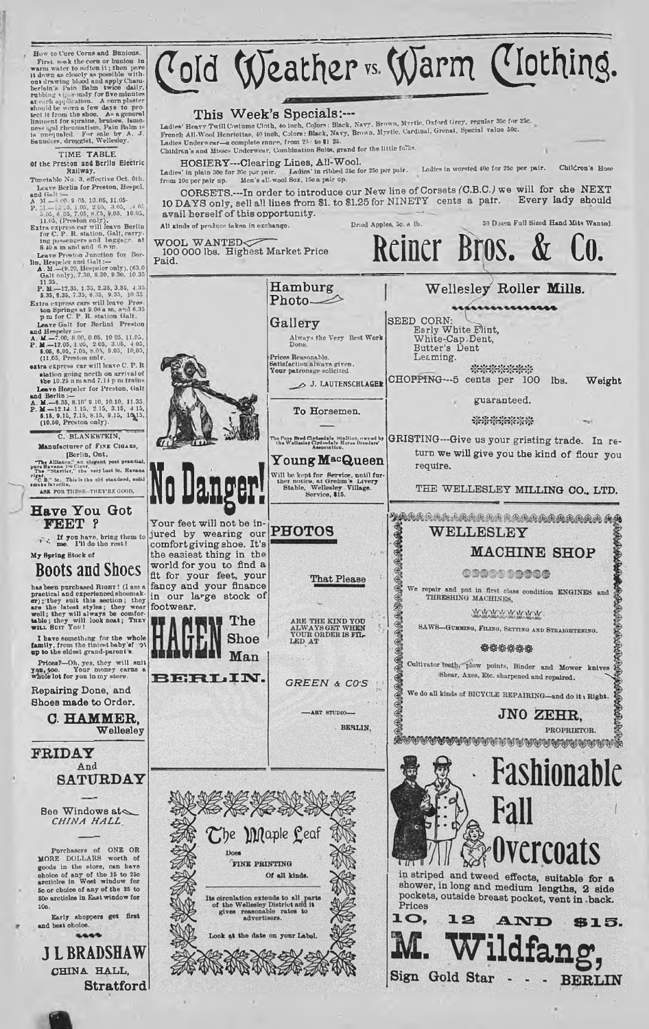How to Cure Corns and Bunions.

First, soak the corn or bunion in warm water to soften it; then pare it down as closely as possible without drawing blood and apply Chamberlain's Pain Balm twice daily, rubbing vigorously for five minutes at each application. A corn plaster should be worn a few days to protect it from the shoe. As a general liniment for sprains, bruises, lameness and rheumatism, Pain Balm is unequaled. For sale by A. J. Saunders, druggist, Wellesley.

TIME TABLE

Of the Preston and Berlin Electric Railway.

Timetable No. 3, effective Oct. 6th.

Leave Berlin for Preston, Hespel. and Galt :—
A. M.—7.00, 9.05, 10.05, 11.05.
P. M.—12.05, 1.05, 2.05, 3.05, 4.05, 5.05, 6.05, 7.05, 8.05, 9.05, 10.05, 11.05, (Preston only).

Extra express car will leave Berlin for C. P. R. station, Galt, carrying passengers and baggage, at 8.40 a m and and 6 p m.

Leave Preston Junction for Berlin, Hespeler and Galt :—
A. M.—(6.20, Hespeler only), (63.0 Galt only), 7.30, 8.30, 9.30, 10.35 11.35.
P. M.—12.35, 1.35, 2.35, 3.35, 4.35 5.35, 6.35, 7.35, 8.35, 9.35, 10.35

Extra express cars will leave Preston Springs at 9.08 a m, and 6.35 p m for C. P. R. station Galt.

Leave Galt for Berlin, Preston and Hespeler :—
A. M.—7.00, 8.00, 9.05, 10.05, 11.05.
P. M.—12.05, 1.05, 2.05, 3.05, 4.05, 5.05, 6.05, 7.05, 8.05, 9.05, 10.05, (11.05, Preston only.

extra express car will leave C. P. R station going north on arrival of the 10.25 a m and 7.14 p m trains

Leave Hespeler for Preston, Galt and Berlin :—
A. M.—6.35, 8.10, 9.10, 10.10, 11.35.
P. M.—12.14, 1.15, 2.15, 3.15, 4.15, 5.15, 6.15, 7.15, 8.15, 9.15, 10.15, (10.50, Preston only).

C. BLANKSTEIN,

Manufacturer of FINE CIGARS,

Berlin, Ont.

"The Alliance," an elegant post prandial, pure Havana 10c Cigar.
"The "Startler," the very best 5c. Havana cigar.
"C.B." 5c. This is the old standard, solid smoke favorite.

ASK FOR THESE—THEY'RE GOOD.

## Have You Got FEET ?

If you have, bring them to me. I'll do the rest!

My Spring Stock of

## Boots and Shoes

has been purchased RIGHT! (I am a practical and experienced shoemaker); they suit this section; they are the latest styles; they wear well; they will always be comfortable; they will look neat; THEY WILL SUIT YOU!

I have something for the whole family, from the tiniest baby's up to the eldest grand-parent's.

Prices?—Oh, yes, they will suit you, too. Your money earns a whole lot for you in my store.

Repairing Done, and Shoes made to Order.

**C. HAMMER,**
Wellesley

## FRIDAY And SATURDAY

See Windows at CHINA HALL.

Purchasers of ONE OR MORE DOLLARS worth of goods in the store, can have choice of any of the 15 to 25c articles in West window for 5c or choice of any of the 25 to 50c articles in East window for 10c.

Early shoppers get first and best choice.

**J L BRADSHAW**
CHINA HALL,
Stratford

# Cold Weather vs. Warm Clothing.

## This Week's Specials:—

Ladies' Heavy Twill Costume Cloth, 40 inch, Colors: Black, Navy, Brown, Myrtle, Oxford Grey, regular 30c for 25c.
French All-Wool Henriettas, 40 inch, Colors: Black, Navy, Brown, Myrtle, Cardinal, Grenat, Special value 50c.
Ladies Underwear—a complete range, from 25c to $1 25.
Children's and Misses Underwear, Combination Suits, grand for the little folks.

HOSIERY—Clearing Lines, All-Wool.

Ladies' in plain 30c for 20c per pair. Ladies' in ribbed 35c for 25c per pair. Ladies in worsted 40c for 25c per pair. Children's Hose from 10c per pair up. Men's all-wool Sox, 15c a pair up.

CORSETS.—In order to introduce our New line of Corsets (C.B.C.) we will for the NEXT 10 DAYS only, sell all lines from $1. to $1.25 for NINETY cents a pair. Every lady should avail herself of this opportunity.

All kinds of produce taken in exchange. Dried Apples, 5c. a lb. 50 Dozen Full Sized Hand Mits Wanted.

WOOL WANTED
100 000 lbs. Highest Market Price Paid.

# Reiner Bros. & Co.

# No Danger!

Your feet will not be injured by wearing our comfort giving shoe. It's the easiest thing in the world for you to find a fit for your feet, your fancy and your finance in our large stock of footwear.

# HAGEN The Shoe Man

BERLIN.

## Hamburg Photo Gallery

Always the Very Best Work Done.

Prices Reasonable.
Satisfaction always given.
Your patronage solicited.

J. LAUTENSCHLAGER

## To Horsemen.

The Pure Bred Clydesdale Stallion, owned by the Wellesley Clydesdale Horse Breeders' Association.

## Young MacQueen

Will be kept for Service, until further notice, at Grehm's Livery Stable, Wellesley Village. Service, $15.

## PHOTOS

That Please

ARE THE KIND YOU ALWAYS GET WHEN YOUR ORDER IS FILLED AT

GREEN & CO'S

—ART STUDIO—

BERLIN.

## Wellesley Roller Mills.

SEED CORN:
Early White Flint,
White-Cap Dent,
Butter's Dent
Leaming.

CHOPPING—5 cents per 100 lbs. Weight guaranteed.

GRISTING—Give us your gristing trade. In return we will give you the kind of flour you require.

THE WELLESLEY MILLING CO., LTD.

## WELLESLEY MACHINE SHOP

We repair and put in first class condition ENGINES and THRESHING MACHINES,

SAWS—GUMMING, FILING, SETTING AND STRAIGHTENING.

Cultivator teeth, plow points, Binder and Mower knives Shear, Axes, Etc. sharpened and repaired.

We do all kinds of BICYCLE REPAIRING—and do it Right.

**JNO ZEHR,**
PROPRIETOR.

## The Maple Leaf

Does

FINE PRINTING

Of all kinds.

Its circulation extends to all parts of the Wellesley District and it gives reasonable rates to advertisers.

Look at the date on your Label.

# Fashionable Fall Overcoats

in striped and tweed effects, suitable for a shower, in long and medium lengths, 2 side pockets, outside breast pocket, vent in back. Prices

**10, 12 AND $15.**

# M. Wildfang,

Sign Gold Star - - - BERLIN